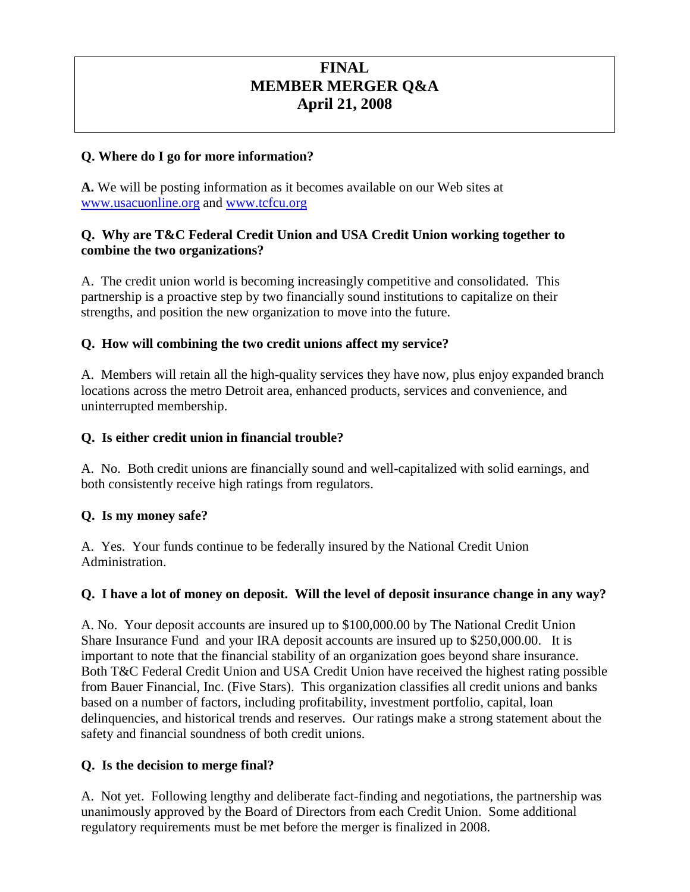# FINAL
# MEMBER MERGER Q&A
# April 21, 2008

**Q. Where do I go for more information?**

**A.** We will be posting information as it becomes available on our Web sites at www.usacuonline.org and www.tcfcu.org

**Q. Why are T&C Federal Credit Union and USA Credit Union working together to combine the two organizations?**

A. The credit union world is becoming increasingly competitive and consolidated. This partnership is a proactive step by two financially sound institutions to capitalize on their strengths, and position the new organization to move into the future.

**Q. How will combining the two credit unions affect my service?**

A. Members will retain all the high-quality services they have now, plus enjoy expanded branch locations across the metro Detroit area, enhanced products, services and convenience, and uninterrupted membership.

**Q. Is either credit union in financial trouble?**

A. No. Both credit unions are financially sound and well-capitalized with solid earnings, and both consistently receive high ratings from regulators.

**Q. Is my money safe?**

A. Yes. Your funds continue to be federally insured by the National Credit Union Administration.

**Q. I have a lot of money on deposit. Will the level of deposit insurance change in any way?**

A. No. Your deposit accounts are insured up to $100,000.00 by The National Credit Union Share Insurance Fund and your IRA deposit accounts are insured up to $250,000.00. It is important to note that the financial stability of an organization goes beyond share insurance. Both T&C Federal Credit Union and USA Credit Union have received the highest rating possible from Bauer Financial, Inc. (Five Stars). This organization classifies all credit unions and banks based on a number of factors, including profitability, investment portfolio, capital, loan delinquencies, and historical trends and reserves. Our ratings make a strong statement about the safety and financial soundness of both credit unions.

**Q. Is the decision to merge final?**

A. Not yet. Following lengthy and deliberate fact-finding and negotiations, the partnership was unanimously approved by the Board of Directors from each Credit Union. Some additional regulatory requirements must be met before the merger is finalized in 2008.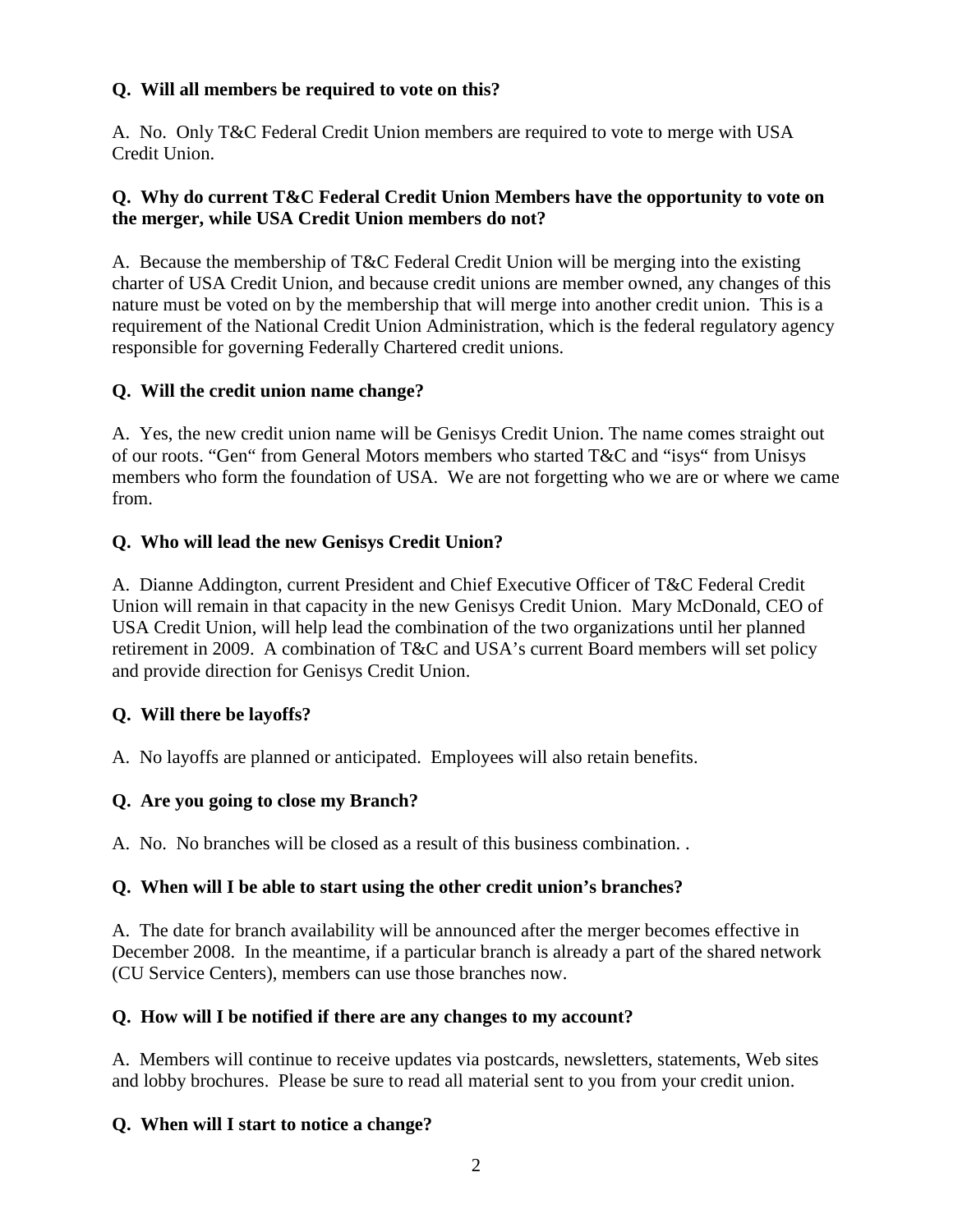**Q. Will all members be required to vote on this?**

A. No. Only T&C Federal Credit Union members are required to vote to merge with USA Credit Union.

**Q. Why do current T&C Federal Credit Union Members have the opportunity to vote on the merger, while USA Credit Union members do not?**

A. Because the membership of T&C Federal Credit Union will be merging into the existing charter of USA Credit Union, and because credit unions are member owned, any changes of this nature must be voted on by the membership that will merge into another credit union. This is a requirement of the National Credit Union Administration, which is the federal regulatory agency responsible for governing Federally Chartered credit unions.

**Q. Will the credit union name change?**

A. Yes, the new credit union name will be Genisys Credit Union. The name comes straight out of our roots. "Gen" from General Motors members who started T&C and "isys" from Unisys members who form the foundation of USA. We are not forgetting who we are or where we came from.

**Q. Who will lead the new Genisys Credit Union?**

A. Dianne Addington, current President and Chief Executive Officer of T&C Federal Credit Union will remain in that capacity in the new Genisys Credit Union. Mary McDonald, CEO of USA Credit Union, will help lead the combination of the two organizations until her planned retirement in 2009. A combination of T&C and USA's current Board members will set policy and provide direction for Genisys Credit Union.

**Q. Will there be layoffs?**

A. No layoffs are planned or anticipated. Employees will also retain benefits.

**Q. Are you going to close my Branch?**

A. No. No branches will be closed as a result of this business combination. .

**Q. When will I be able to start using the other credit union's branches?**

A. The date for branch availability will be announced after the merger becomes effective in December 2008. In the meantime, if a particular branch is already a part of the shared network (CU Service Centers), members can use those branches now.

**Q. How will I be notified if there are any changes to my account?**

A. Members will continue to receive updates via postcards, newsletters, statements, Web sites and lobby brochures. Please be sure to read all material sent to you from your credit union.

**Q. When will I start to notice a change?**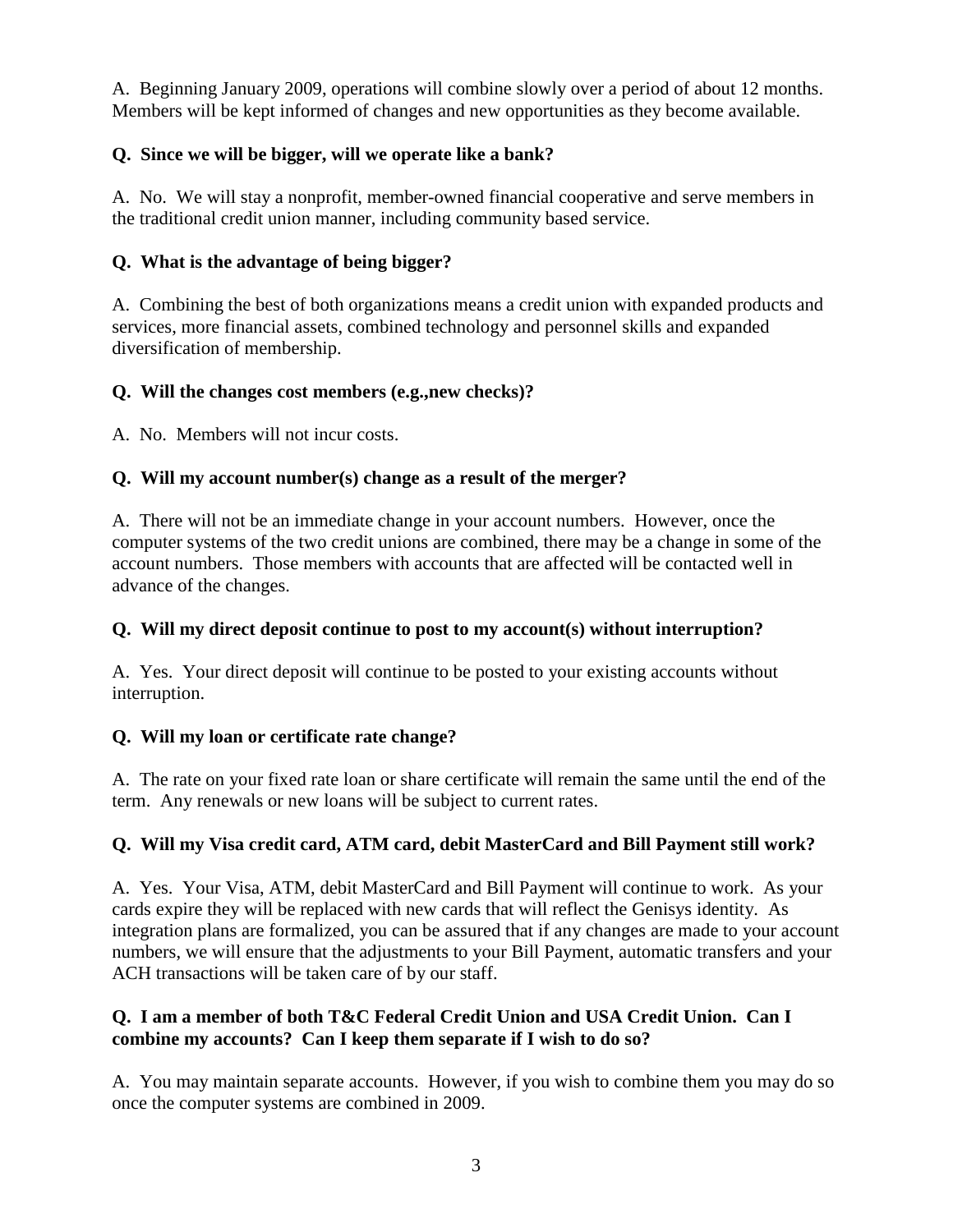A. Beginning January 2009, operations will combine slowly over a period of about 12 months. Members will be kept informed of changes and new opportunities as they become available.

**Q. Since we will be bigger, will we operate like a bank?**

A. No. We will stay a nonprofit, member-owned financial cooperative and serve members in the traditional credit union manner, including community based service.

**Q. What is the advantage of being bigger?**

A. Combining the best of both organizations means a credit union with expanded products and services, more financial assets, combined technology and personnel skills and expanded diversification of membership.

**Q. Will the changes cost members (e.g.,new checks)?**

A. No. Members will not incur costs.

**Q. Will my account number(s) change as a result of the merger?**

A. There will not be an immediate change in your account numbers. However, once the computer systems of the two credit unions are combined, there may be a change in some of the account numbers. Those members with accounts that are affected will be contacted well in advance of the changes.

**Q. Will my direct deposit continue to post to my account(s) without interruption?**

A. Yes. Your direct deposit will continue to be posted to your existing accounts without interruption.

**Q. Will my loan or certificate rate change?**

A. The rate on your fixed rate loan or share certificate will remain the same until the end of the term. Any renewals or new loans will be subject to current rates.

**Q. Will my Visa credit card, ATM card, debit MasterCard and Bill Payment still work?**

A. Yes. Your Visa, ATM, debit MasterCard and Bill Payment will continue to work. As your cards expire they will be replaced with new cards that will reflect the Genisys identity. As integration plans are formalized, you can be assured that if any changes are made to your account numbers, we will ensure that the adjustments to your Bill Payment, automatic transfers and your ACH transactions will be taken care of by our staff.

**Q. I am a member of both T&C Federal Credit Union and USA Credit Union. Can I combine my accounts? Can I keep them separate if I wish to do so?**

A. You may maintain separate accounts. However, if you wish to combine them you may do so once the computer systems are combined in 2009.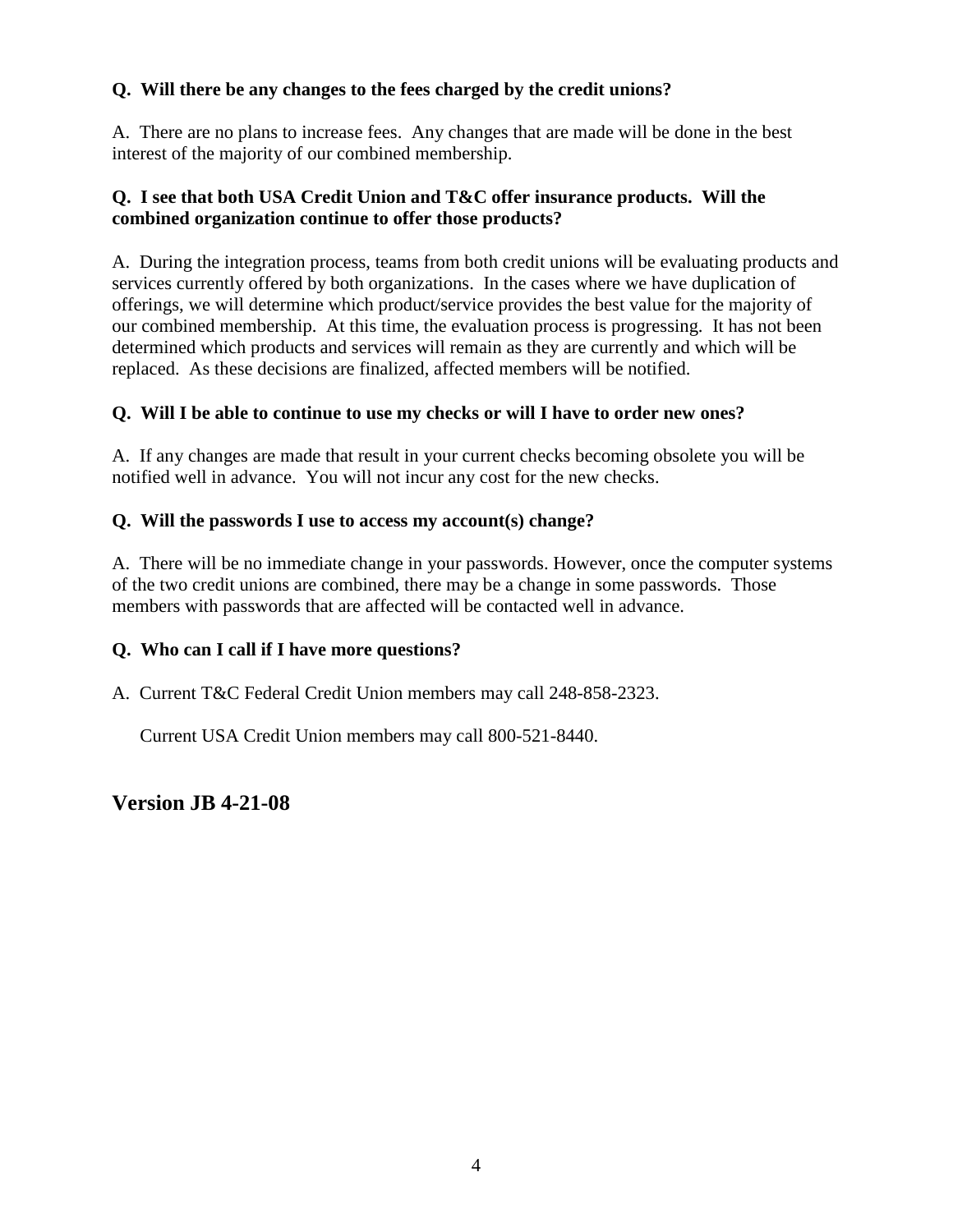**Q. Will there be any changes to the fees charged by the credit unions?**

A. There are no plans to increase fees. Any changes that are made will be done in the best interest of the majority of our combined membership.

**Q. I see that both USA Credit Union and T&C offer insurance products. Will the combined organization continue to offer those products?**

A. During the integration process, teams from both credit unions will be evaluating products and services currently offered by both organizations. In the cases where we have duplication of offerings, we will determine which product/service provides the best value for the majority of our combined membership. At this time, the evaluation process is progressing. It has not been determined which products and services will remain as they are currently and which will be replaced. As these decisions are finalized, affected members will be notified.

**Q. Will I be able to continue to use my checks or will I have to order new ones?**

A. If any changes are made that result in your current checks becoming obsolete you will be notified well in advance. You will not incur any cost for the new checks.

**Q. Will the passwords I use to access my account(s) change?**

A. There will be no immediate change in your passwords. However, once the computer systems of the two credit unions are combined, there may be a change in some passwords. Those members with passwords that are affected will be contacted well in advance.

**Q. Who can I call if I have more questions?**

A. Current T&C Federal Credit Union members may call 248-858-2323.

Current USA Credit Union members may call 800-521-8440.

## Version JB 4-21-08